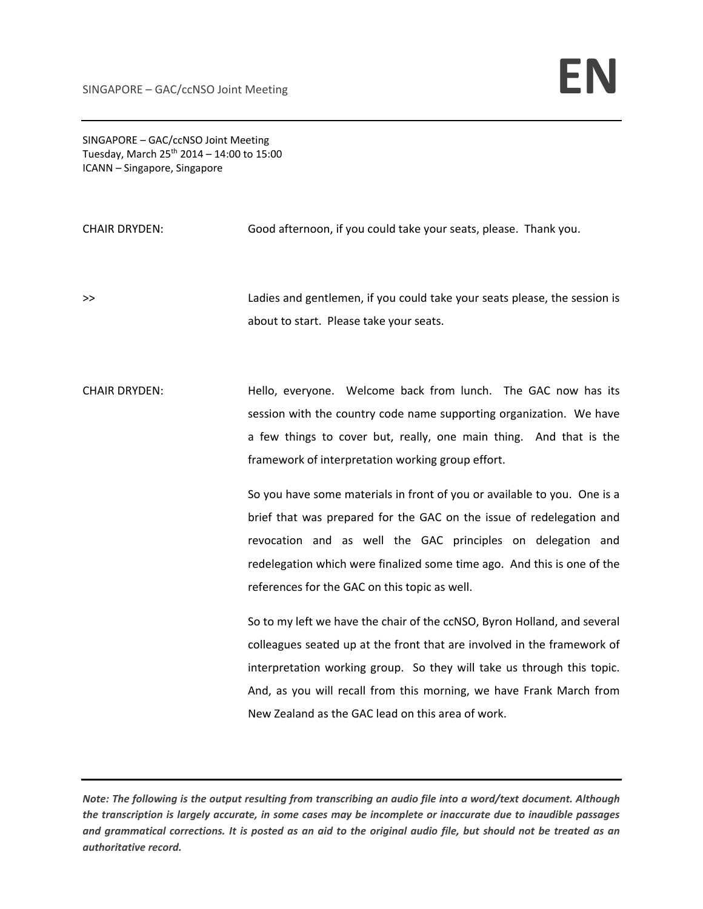SINGAPORE – GAC/ccNSO Joint Meeting
Tuesday, March 25th 2014 – 14:00 to 15:00
ICANN – Singapore, Singapore

CHAIR DRYDEN: Good afternoon, if you could take your seats, please. Thank you.

>> Ladies and gentlemen, if you could take your seats please, the session is about to start. Please take your seats.

CHAIR DRYDEN: Hello, everyone. Welcome back from lunch. The GAC now has its session with the country code name supporting organization. We have a few things to cover but, really, one main thing. And that is the framework of interpretation working group effort.

So you have some materials in front of you or available to you. One is a brief that was prepared for the GAC on the issue of redelegation and revocation and as well the GAC principles on delegation and redelegation which were finalized some time ago. And this is one of the references for the GAC on this topic as well.

So to my left we have the chair of the ccNSO, Byron Holland, and several colleagues seated up at the front that are involved in the framework of interpretation working group. So they will take us through this topic. And, as you will recall from this morning, we have Frank March from New Zealand as the GAC lead on this area of work.

***Note: The following is the output resulting from transcribing an audio file into a word/text document. Although the transcription is largely accurate, in some cases may be incomplete or inaccurate due to inaudible passages and grammatical corrections. It is posted as an aid to the original audio file, but should not be treated as an authoritative record.***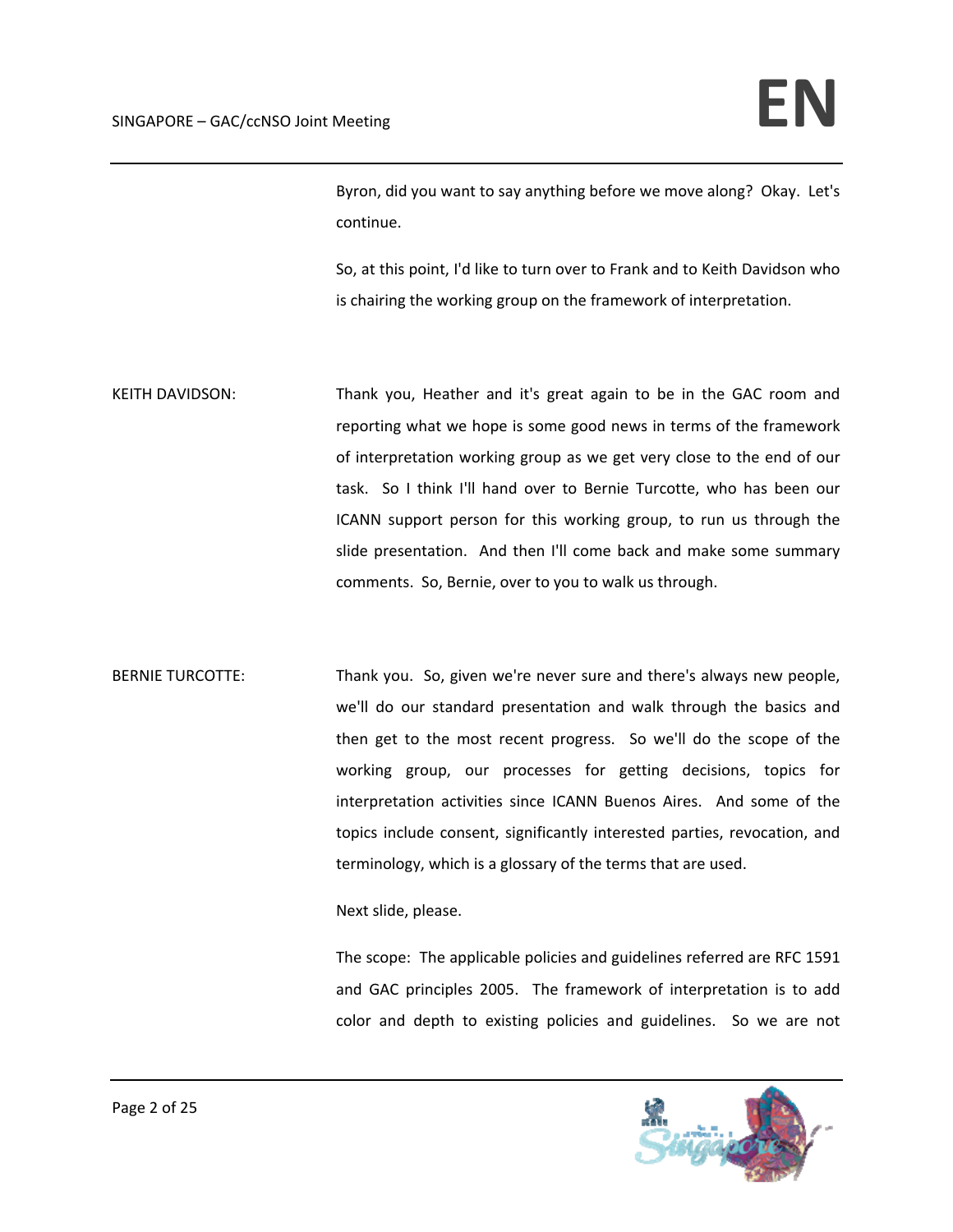Byron, did you want to say anything before we move along? Okay. Let's continue.

So, at this point, I'd like to turn over to Frank and to Keith Davidson who is chairing the working group on the framework of interpretation.

KEITH DAVIDSON: Thank you, Heather and it's great again to be in the GAC room and reporting what we hope is some good news in terms of the framework of interpretation working group as we get very close to the end of our task. So I think I'll hand over to Bernie Turcotte, who has been our ICANN support person for this working group, to run us through the slide presentation. And then I'll come back and make some summary comments. So, Bernie, over to you to walk us through.

BERNIE TURCOTTE: Thank you. So, given we're never sure and there's always new people, we'll do our standard presentation and walk through the basics and then get to the most recent progress. So we'll do the scope of the working group, our processes for getting decisions, topics for interpretation activities since ICANN Buenos Aires. And some of the topics include consent, significantly interested parties, revocation, and terminology, which is a glossary of the terms that are used.

Next slide, please.

The scope: The applicable policies and guidelines referred are RFC 1591 and GAC principles 2005. The framework of interpretation is to add color and depth to existing policies and guidelines. So we are not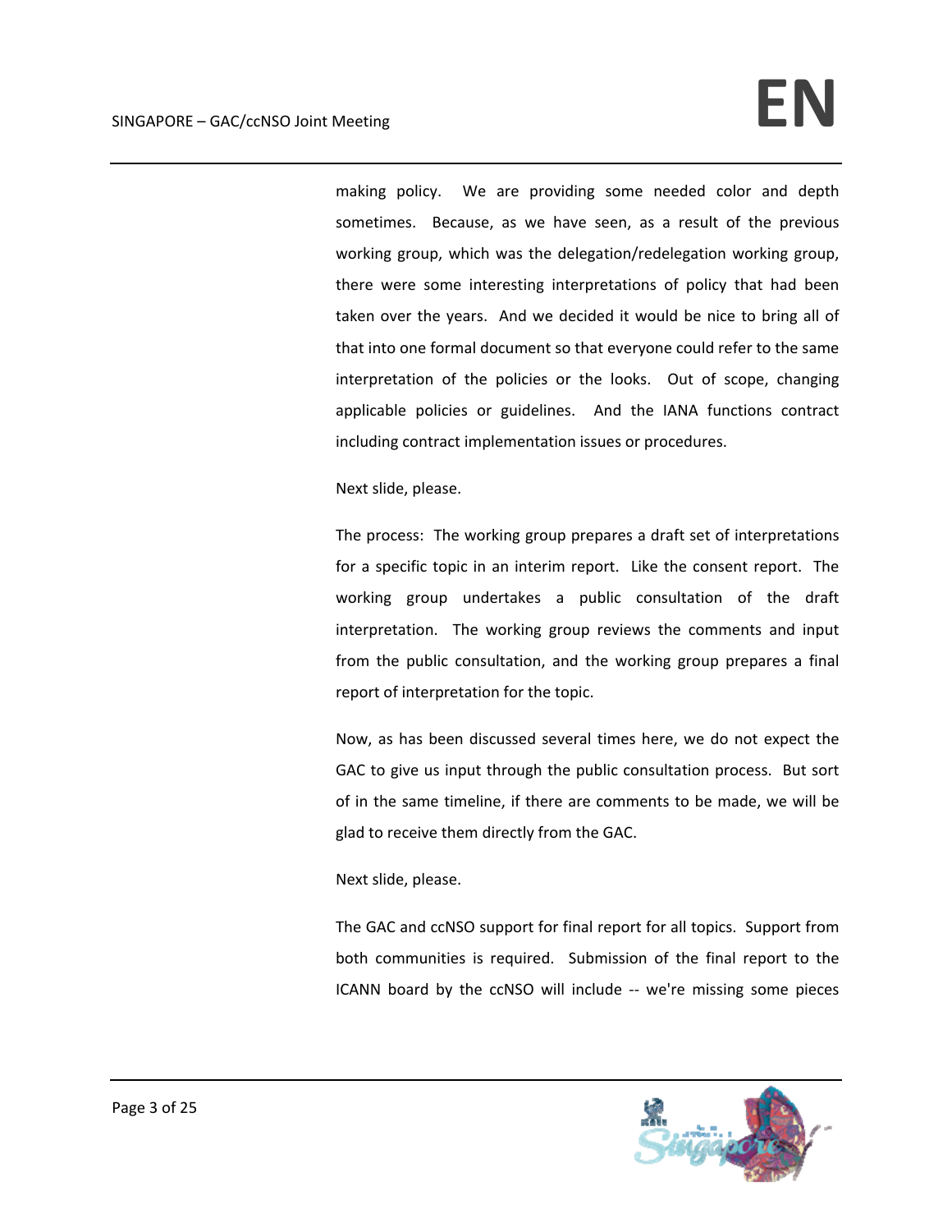making policy. We are providing some needed color and depth sometimes. Because, as we have seen, as a result of the previous working group, which was the delegation/redelegation working group, there were some interesting interpretations of policy that had been taken over the years. And we decided it would be nice to bring all of that into one formal document so that everyone could refer to the same interpretation of the policies or the looks. Out of scope, changing applicable policies or guidelines. And the IANA functions contract including contract implementation issues or procedures.

Next slide, please.

The process: The working group prepares a draft set of interpretations for a specific topic in an interim report. Like the consent report. The working group undertakes a public consultation of the draft interpretation. The working group reviews the comments and input from the public consultation, and the working group prepares a final report of interpretation for the topic.

Now, as has been discussed several times here, we do not expect the GAC to give us input through the public consultation process. But sort of in the same timeline, if there are comments to be made, we will be glad to receive them directly from the GAC.

Next slide, please.

The GAC and ccNSO support for final report for all topics. Support from both communities is required. Submission of the final report to the ICANN board by the ccNSO will include -- we're missing some pieces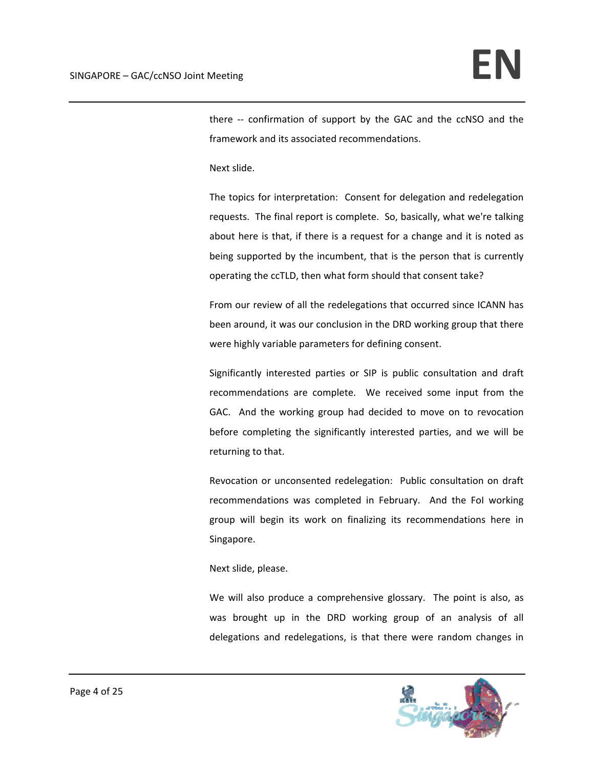there -- confirmation of support by the GAC and the ccNSO and the framework and its associated recommendations.

Next slide.

The topics for interpretation: Consent for delegation and redelegation requests. The final report is complete. So, basically, what we're talking about here is that, if there is a request for a change and it is noted as being supported by the incumbent, that is the person that is currently operating the ccTLD, then what form should that consent take?

From our review of all the redelegations that occurred since ICANN has been around, it was our conclusion in the DRD working group that there were highly variable parameters for defining consent.

Significantly interested parties or SIP is public consultation and draft recommendations are complete. We received some input from the GAC. And the working group had decided to move on to revocation before completing the significantly interested parties, and we will be returning to that.

Revocation or unconsented redelegation: Public consultation on draft recommendations was completed in February. And the FoI working group will begin its work on finalizing its recommendations here in Singapore.

Next slide, please.

We will also produce a comprehensive glossary. The point is also, as was brought up in the DRD working group of an analysis of all delegations and redelegations, is that there were random changes in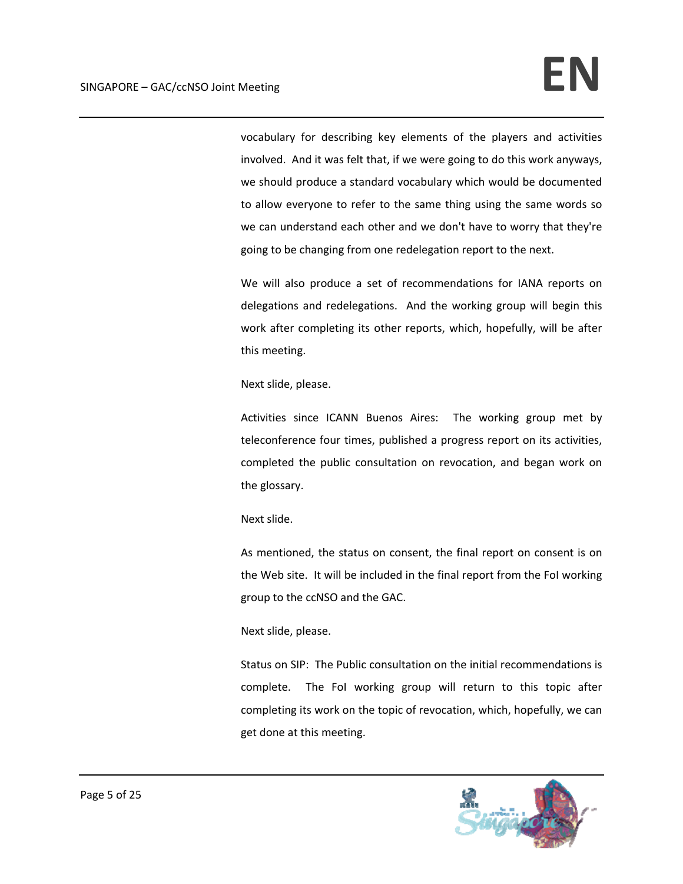vocabulary for describing key elements of the players and activities involved. And it was felt that, if we were going to do this work anyways, we should produce a standard vocabulary which would be documented to allow everyone to refer to the same thing using the same words so we can understand each other and we don't have to worry that they're going to be changing from one redelegation report to the next.

We will also produce a set of recommendations for IANA reports on delegations and redelegations. And the working group will begin this work after completing its other reports, which, hopefully, will be after this meeting.

Next slide, please.

Activities since ICANN Buenos Aires: The working group met by teleconference four times, published a progress report on its activities, completed the public consultation on revocation, and began work on the glossary.

Next slide.

As mentioned, the status on consent, the final report on consent is on the Web site. It will be included in the final report from the FoI working group to the ccNSO and the GAC.

Next slide, please.

Status on SIP: The Public consultation on the initial recommendations is complete. The FoI working group will return to this topic after completing its work on the topic of revocation, which, hopefully, we can get done at this meeting.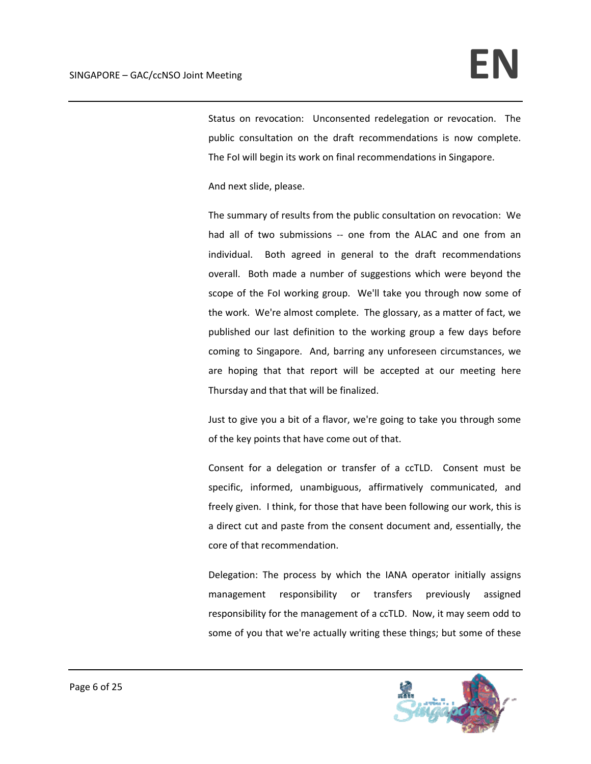Status on revocation: Unconsented redelegation or revocation. The public consultation on the draft recommendations is now complete. The FoI will begin its work on final recommendations in Singapore.

And next slide, please.

The summary of results from the public consultation on revocation: We had all of two submissions -- one from the ALAC and one from an individual. Both agreed in general to the draft recommendations overall. Both made a number of suggestions which were beyond the scope of the FoI working group. We'll take you through now some of the work. We're almost complete. The glossary, as a matter of fact, we published our last definition to the working group a few days before coming to Singapore. And, barring any unforeseen circumstances, we are hoping that that report will be accepted at our meeting here Thursday and that that will be finalized.

Just to give you a bit of a flavor, we're going to take you through some of the key points that have come out of that.

Consent for a delegation or transfer of a ccTLD. Consent must be specific, informed, unambiguous, affirmatively communicated, and freely given. I think, for those that have been following our work, this is a direct cut and paste from the consent document and, essentially, the core of that recommendation.

Delegation: The process by which the IANA operator initially assigns management responsibility or transfers previously assigned responsibility for the management of a ccTLD. Now, it may seem odd to some of you that we're actually writing these things; but some of these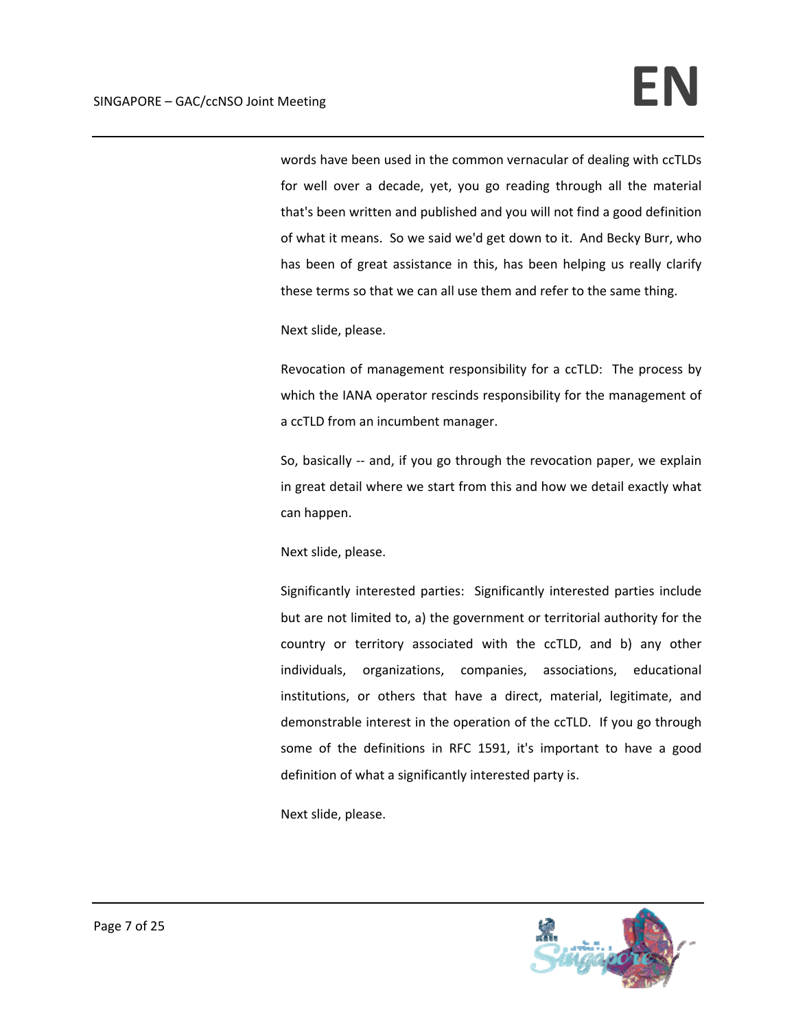words have been used in the common vernacular of dealing with ccTLDs for well over a decade, yet, you go reading through all the material that's been written and published and you will not find a good definition of what it means. So we said we'd get down to it. And Becky Burr, who has been of great assistance in this, has been helping us really clarify these terms so that we can all use them and refer to the same thing.

Next slide, please.

Revocation of management responsibility for a ccTLD: The process by which the IANA operator rescinds responsibility for the management of a ccTLD from an incumbent manager.

So, basically -- and, if you go through the revocation paper, we explain in great detail where we start from this and how we detail exactly what can happen.

Next slide, please.

Significantly interested parties: Significantly interested parties include but are not limited to, a) the government or territorial authority for the country or territory associated with the ccTLD, and b) any other individuals, organizations, companies, associations, educational institutions, or others that have a direct, material, legitimate, and demonstrable interest in the operation of the ccTLD. If you go through some of the definitions in RFC 1591, it's important to have a good definition of what a significantly interested party is.

Next slide, please.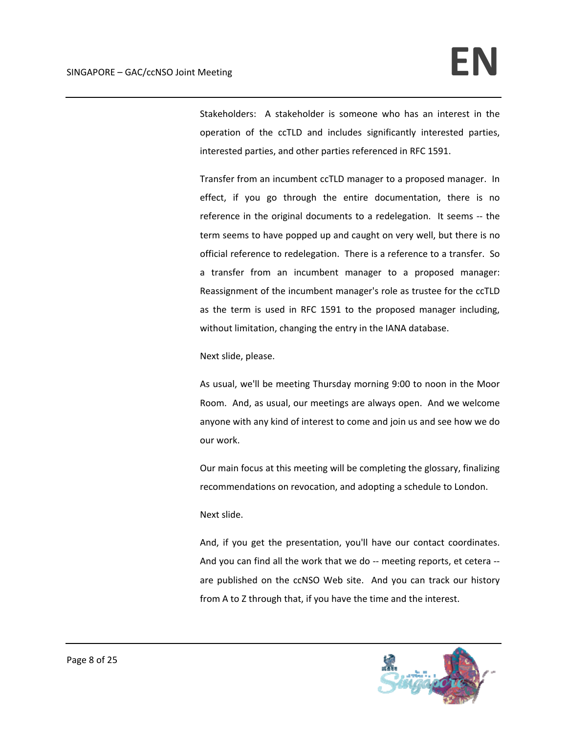Stakeholders: A stakeholder is someone who has an interest in the operation of the ccTLD and includes significantly interested parties, interested parties, and other parties referenced in RFC 1591.

Transfer from an incumbent ccTLD manager to a proposed manager. In effect, if you go through the entire documentation, there is no reference in the original documents to a redelegation. It seems -- the term seems to have popped up and caught on very well, but there is no official reference to redelegation. There is a reference to a transfer. So a transfer from an incumbent manager to a proposed manager: Reassignment of the incumbent manager's role as trustee for the ccTLD as the term is used in RFC 1591 to the proposed manager including, without limitation, changing the entry in the IANA database.

Next slide, please.

As usual, we'll be meeting Thursday morning 9:00 to noon in the Moor Room. And, as usual, our meetings are always open. And we welcome anyone with any kind of interest to come and join us and see how we do our work.

Our main focus at this meeting will be completing the glossary, finalizing recommendations on revocation, and adopting a schedule to London.

Next slide.

And, if you get the presentation, you'll have our contact coordinates. And you can find all the work that we do -- meeting reports, et cetera -- are published on the ccNSO Web site. And you can track our history from A to Z through that, if you have the time and the interest.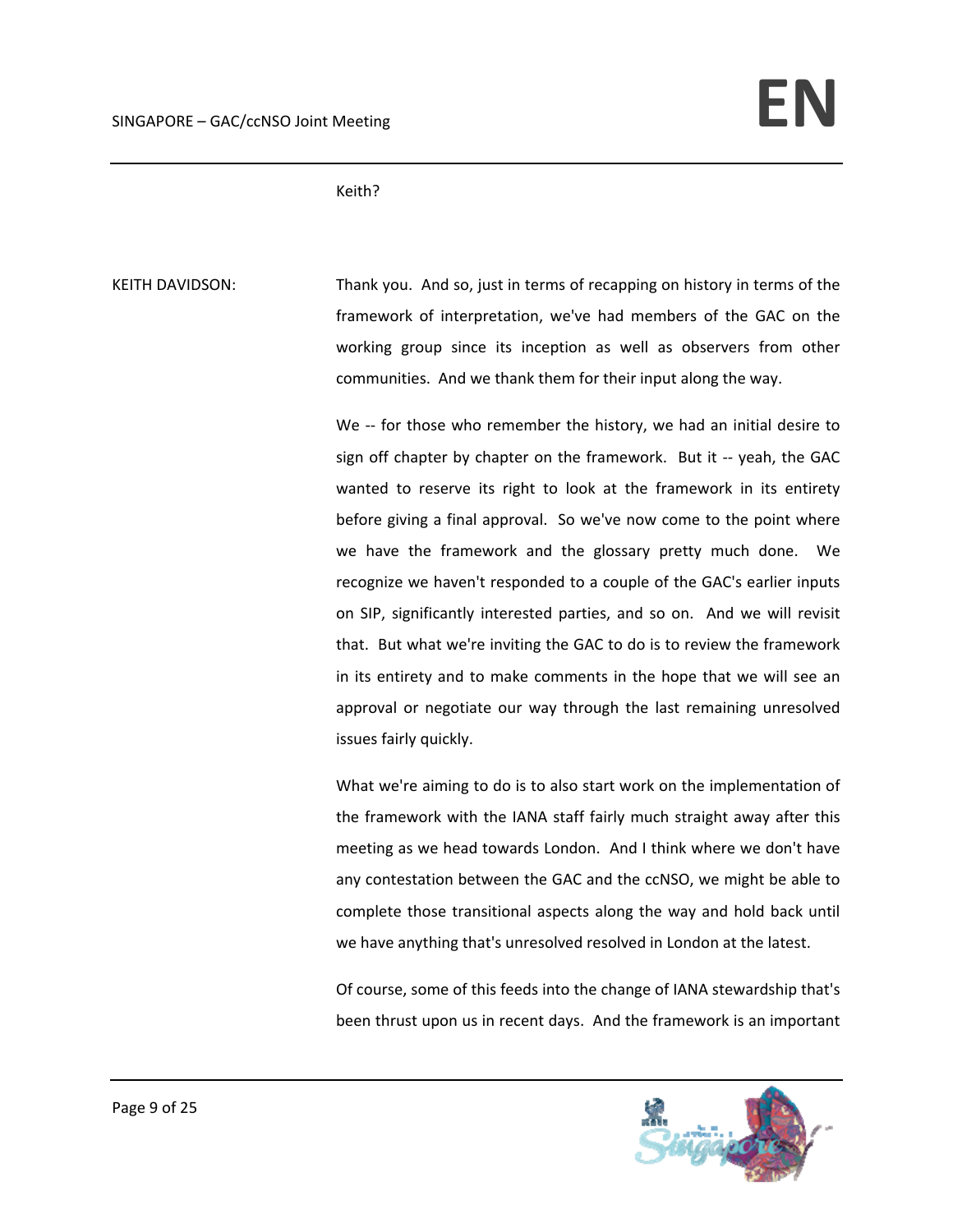Keith?

KEITH DAVIDSON: Thank you. And so, just in terms of recapping on history in terms of the framework of interpretation, we've had members of the GAC on the working group since its inception as well as observers from other communities. And we thank them for their input along the way.

We -- for those who remember the history, we had an initial desire to sign off chapter by chapter on the framework. But it -- yeah, the GAC wanted to reserve its right to look at the framework in its entirety before giving a final approval. So we've now come to the point where we have the framework and the glossary pretty much done. We recognize we haven't responded to a couple of the GAC's earlier inputs on SIP, significantly interested parties, and so on. And we will revisit that. But what we're inviting the GAC to do is to review the framework in its entirety and to make comments in the hope that we will see an approval or negotiate our way through the last remaining unresolved issues fairly quickly.

What we're aiming to do is to also start work on the implementation of the framework with the IANA staff fairly much straight away after this meeting as we head towards London. And I think where we don't have any contestation between the GAC and the ccNSO, we might be able to complete those transitional aspects along the way and hold back until we have anything that's unresolved resolved in London at the latest.

Of course, some of this feeds into the change of IANA stewardship that's been thrust upon us in recent days. And the framework is an important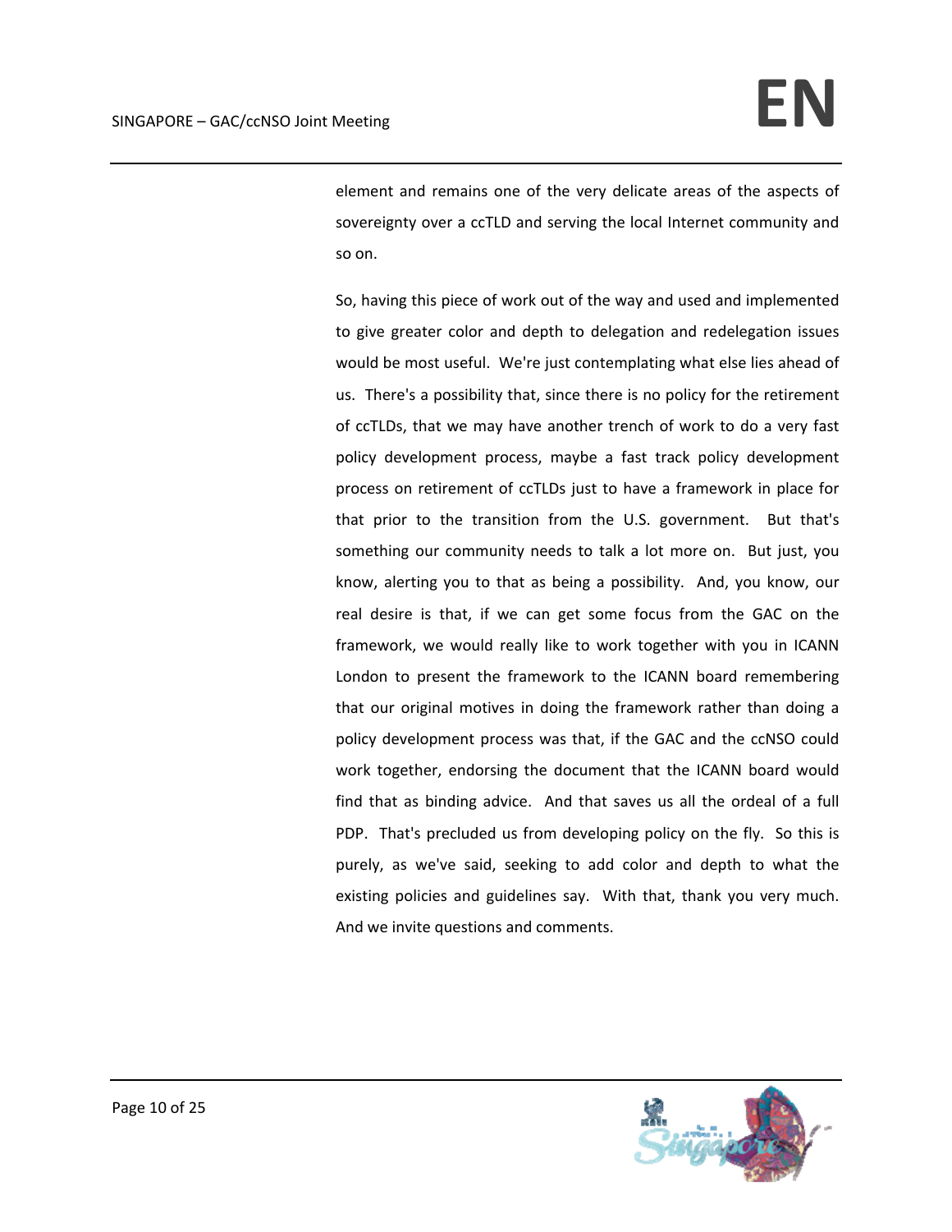element and remains one of the very delicate areas of the aspects of sovereignty over a ccTLD and serving the local Internet community and so on.

So, having this piece of work out of the way and used and implemented to give greater color and depth to delegation and redelegation issues would be most useful. We're just contemplating what else lies ahead of us. There's a possibility that, since there is no policy for the retirement of ccTLDs, that we may have another trench of work to do a very fast policy development process, maybe a fast track policy development process on retirement of ccTLDs just to have a framework in place for that prior to the transition from the U.S. government. But that's something our community needs to talk a lot more on. But just, you know, alerting you to that as being a possibility. And, you know, our real desire is that, if we can get some focus from the GAC on the framework, we would really like to work together with you in ICANN London to present the framework to the ICANN board remembering that our original motives in doing the framework rather than doing a policy development process was that, if the GAC and the ccNSO could work together, endorsing the document that the ICANN board would find that as binding advice. And that saves us all the ordeal of a full PDP. That's precluded us from developing policy on the fly. So this is purely, as we've said, seeking to add color and depth to what the existing policies and guidelines say. With that, thank you very much. And we invite questions and comments.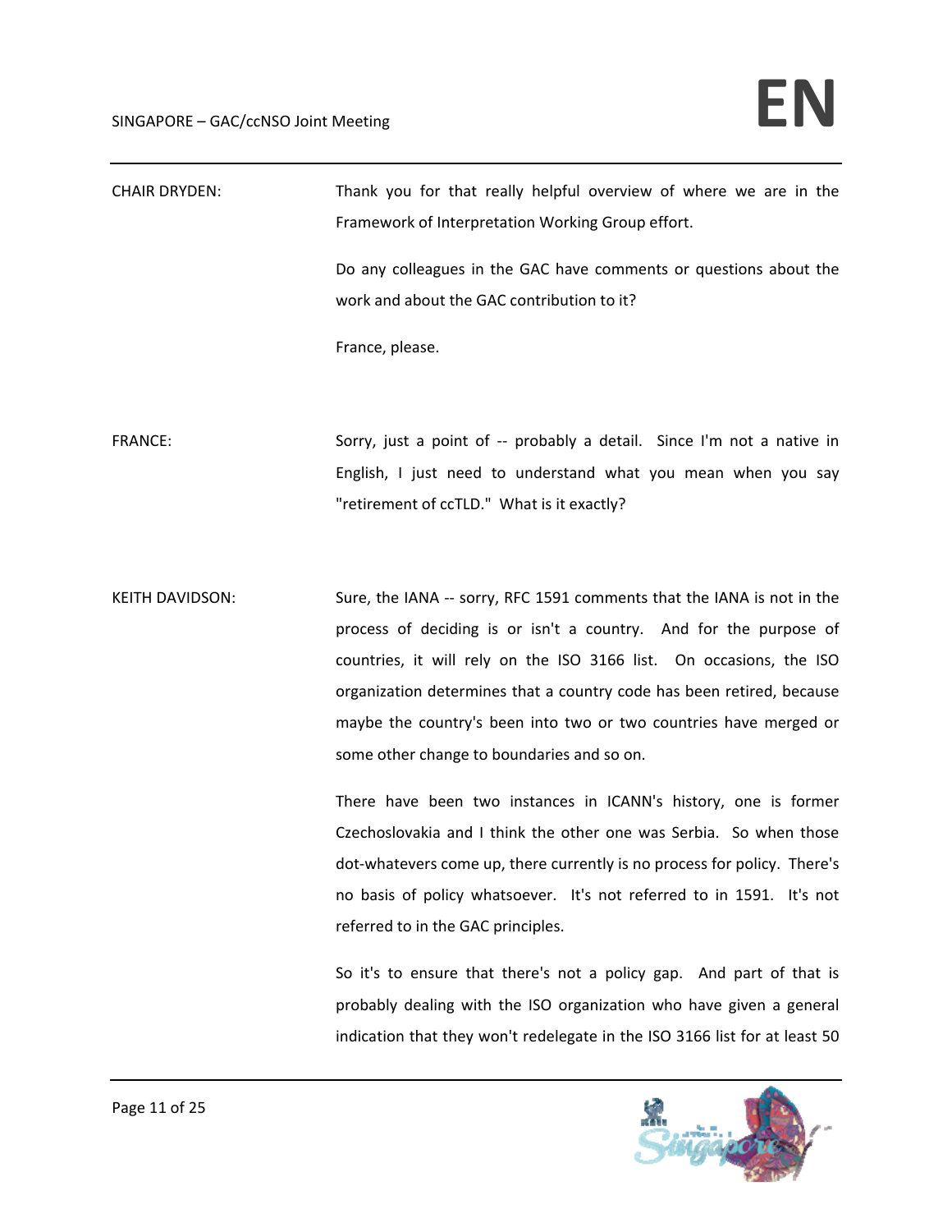CHAIR DRYDEN: Thank you for that really helpful overview of where we are in the Framework of Interpretation Working Group effort.

Do any colleagues in the GAC have comments or questions about the work and about the GAC contribution to it?

France, please.

FRANCE: Sorry, just a point of -- probably a detail. Since I'm not a native in English, I just need to understand what you mean when you say "retirement of ccTLD." What is it exactly?

KEITH DAVIDSON: Sure, the IANA -- sorry, RFC 1591 comments that the IANA is not in the process of deciding is or isn't a country. And for the purpose of countries, it will rely on the ISO 3166 list. On occasions, the ISO organization determines that a country code has been retired, because maybe the country's been into two or two countries have merged or some other change to boundaries and so on.

There have been two instances in ICANN's history, one is former Czechoslovakia and I think the other one was Serbia. So when those dot-whatevers come up, there currently is no process for policy. There's no basis of policy whatsoever. It's not referred to in 1591. It's not referred to in the GAC principles.

So it's to ensure that there's not a policy gap. And part of that is probably dealing with the ISO organization who have given a general indication that they won't redelegate in the ISO 3166 list for at least 50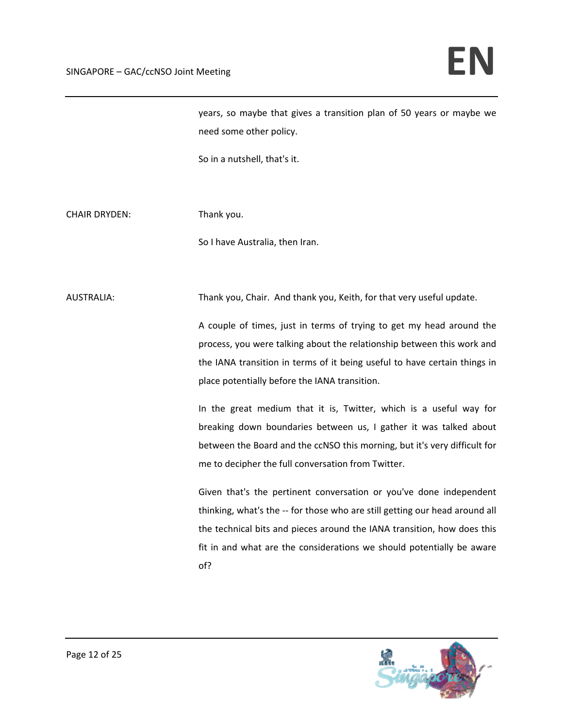years, so maybe that gives a transition plan of 50 years or maybe we need some other policy.

So in a nutshell, that's it.

CHAIR DRYDEN: Thank you.

So I have Australia, then Iran.

AUSTRALIA: Thank you, Chair. And thank you, Keith, for that very useful update.

A couple of times, just in terms of trying to get my head around the process, you were talking about the relationship between this work and the IANA transition in terms of it being useful to have certain things in place potentially before the IANA transition.

In the great medium that it is, Twitter, which is a useful way for breaking down boundaries between us, I gather it was talked about between the Board and the ccNSO this morning, but it's very difficult for me to decipher the full conversation from Twitter.

Given that's the pertinent conversation or you've done independent thinking, what's the -- for those who are still getting our head around all the technical bits and pieces around the IANA transition, how does this fit in and what are the considerations we should potentially be aware of?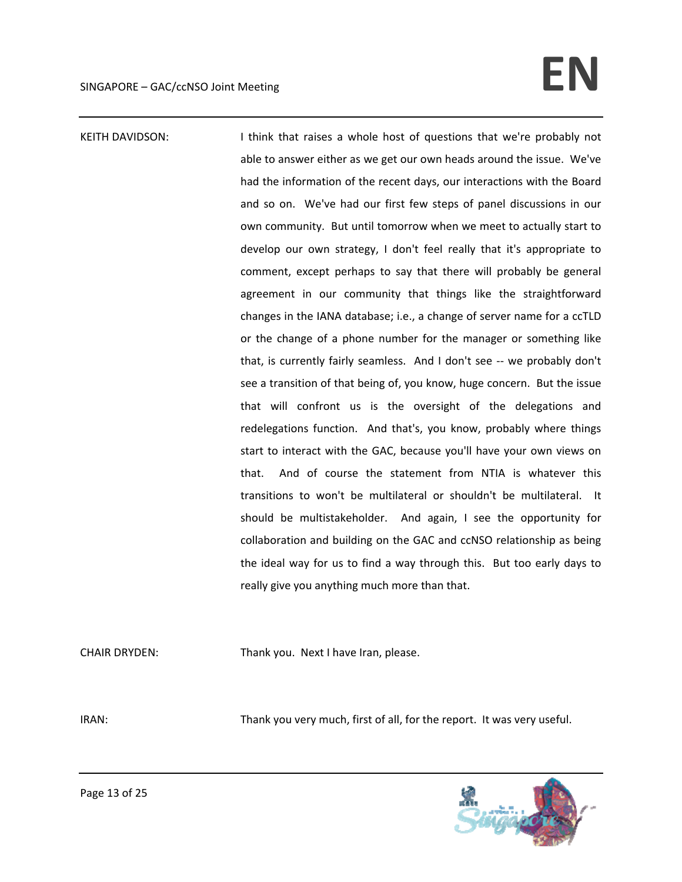KEITH DAVIDSON: I think that raises a whole host of questions that we're probably not able to answer either as we get our own heads around the issue. We've had the information of the recent days, our interactions with the Board and so on. We've had our first few steps of panel discussions in our own community. But until tomorrow when we meet to actually start to develop our own strategy, I don't feel really that it's appropriate to comment, except perhaps to say that there will probably be general agreement in our community that things like the straightforward changes in the IANA database; i.e., a change of server name for a ccTLD or the change of a phone number for the manager or something like that, is currently fairly seamless. And I don't see -- we probably don't see a transition of that being of, you know, huge concern. But the issue that will confront us is the oversight of the delegations and redelegations function. And that's, you know, probably where things start to interact with the GAC, because you'll have your own views on that. And of course the statement from NTIA is whatever this transitions to won't be multilateral or shouldn't be multilateral. It should be multistakeholder. And again, I see the opportunity for collaboration and building on the GAC and ccNSO relationship as being the ideal way for us to find a way through this. But too early days to really give you anything much more than that.

CHAIR DRYDEN: Thank you. Next I have Iran, please.

IRAN: Thank you very much, first of all, for the report. It was very useful.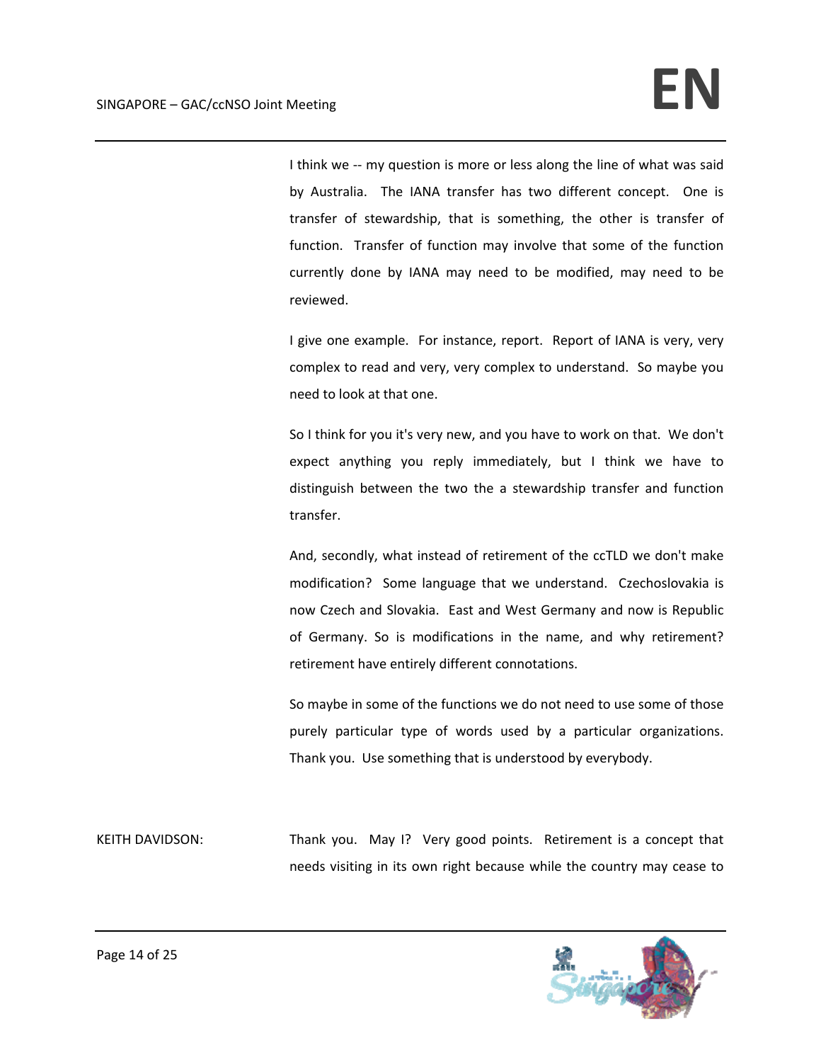I think we -- my question is more or less along the line of what was said by Australia. The IANA transfer has two different concept. One is transfer of stewardship, that is something, the other is transfer of function. Transfer of function may involve that some of the function currently done by IANA may need to be modified, may need to be reviewed.

I give one example. For instance, report. Report of IANA is very, very complex to read and very, very complex to understand. So maybe you need to look at that one.

So I think for you it's very new, and you have to work on that. We don't expect anything you reply immediately, but I think we have to distinguish between the two the a stewardship transfer and function transfer.

And, secondly, what instead of retirement of the ccTLD we don't make modification? Some language that we understand. Czechoslovakia is now Czech and Slovakia. East and West Germany and now is Republic of Germany. So is modifications in the name, and why retirement? retirement have entirely different connotations.

So maybe in some of the functions we do not need to use some of those purely particular type of words used by a particular organizations. Thank you. Use something that is understood by everybody.

KEITH DAVIDSON: Thank you. May I? Very good points. Retirement is a concept that needs visiting in its own right because while the country may cease to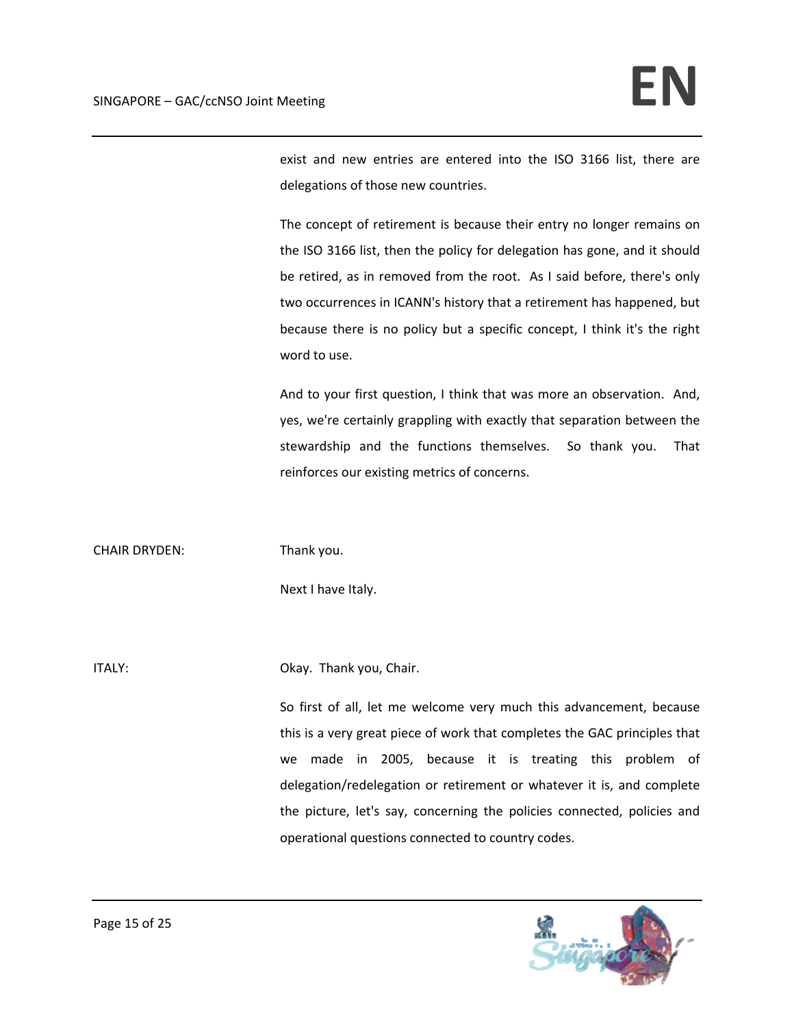exist and new entries are entered into the ISO 3166 list, there are delegations of those new countries.

The concept of retirement is because their entry no longer remains on the ISO 3166 list, then the policy for delegation has gone, and it should be retired, as in removed from the root. As I said before, there's only two occurrences in ICANN's history that a retirement has happened, but because there is no policy but a specific concept, I think it's the right word to use.

And to your first question, I think that was more an observation. And, yes, we're certainly grappling with exactly that separation between the stewardship and the functions themselves. So thank you. That reinforces our existing metrics of concerns.

CHAIR DRYDEN: Thank you.

Next I have Italy.

ITALY: Okay. Thank you, Chair.

So first of all, let me welcome very much this advancement, because this is a very great piece of work that completes the GAC principles that we made in 2005, because it is treating this problem of delegation/redelegation or retirement or whatever it is, and complete the picture, let's say, concerning the policies connected, policies and operational questions connected to country codes.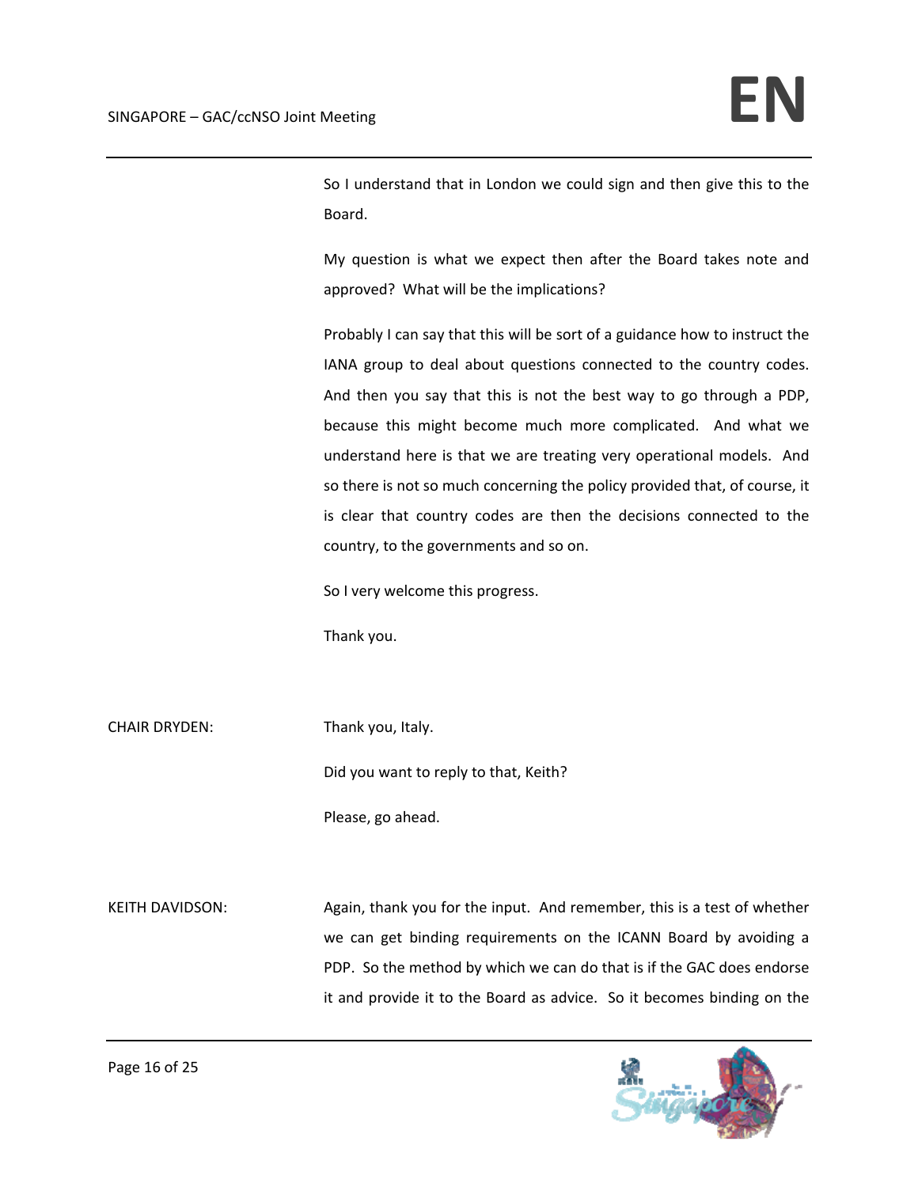So I understand that in London we could sign and then give this to the Board.

My question is what we expect then after the Board takes note and approved? What will be the implications?

Probably I can say that this will be sort of a guidance how to instruct the IANA group to deal about questions connected to the country codes. And then you say that this is not the best way to go through a PDP, because this might become much more complicated. And what we understand here is that we are treating very operational models. And so there is not so much concerning the policy provided that, of course, it is clear that country codes are then the decisions connected to the country, to the governments and so on.

So I very welcome this progress.

Thank you.

CHAIR DRYDEN: Thank you, Italy.

Did you want to reply to that, Keith?

Please, go ahead.

KEITH DAVIDSON: Again, thank you for the input. And remember, this is a test of whether we can get binding requirements on the ICANN Board by avoiding a PDP. So the method by which we can do that is if the GAC does endorse it and provide it to the Board as advice. So it becomes binding on the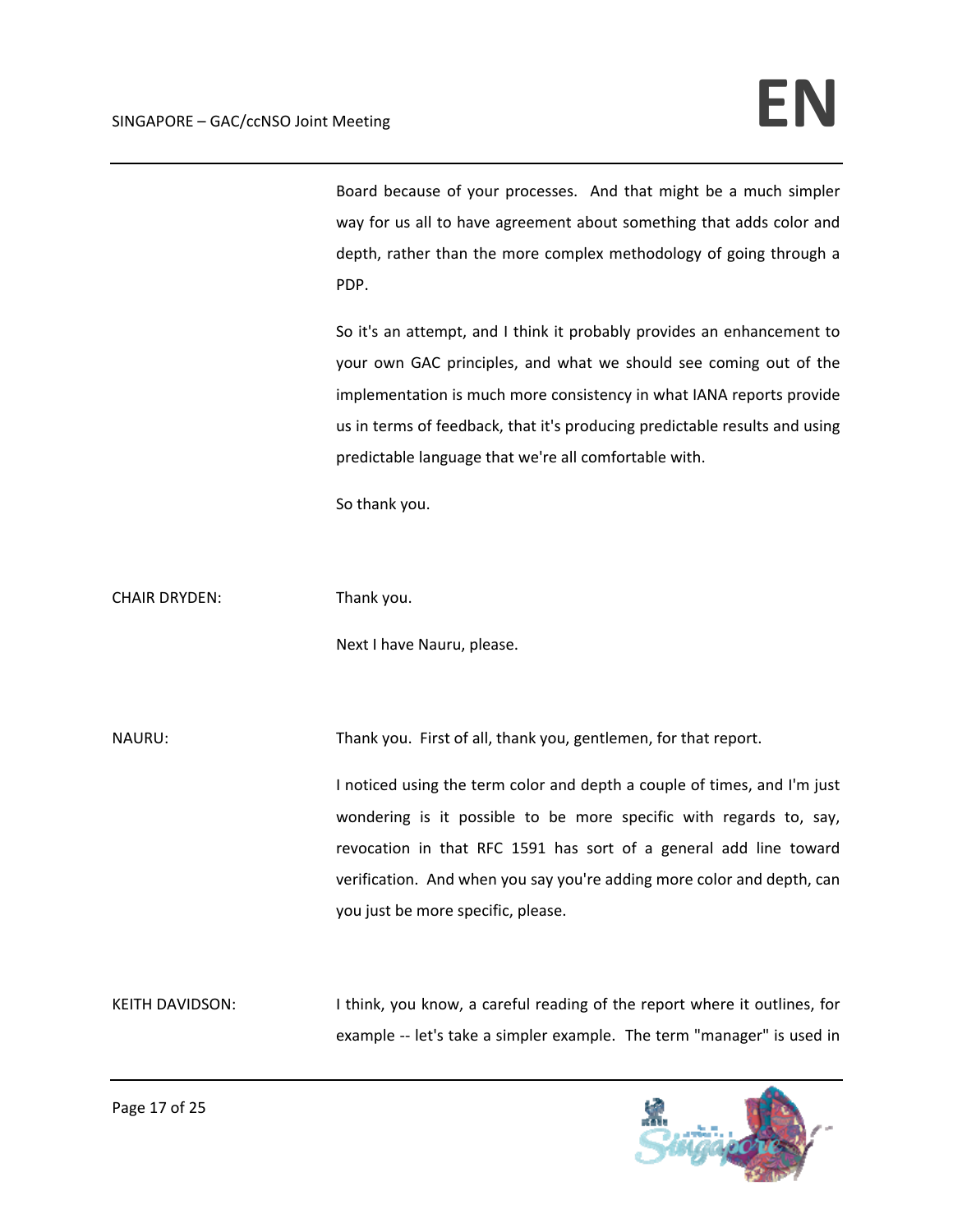Board because of your processes. And that might be a much simpler way for us all to have agreement about something that adds color and depth, rather than the more complex methodology of going through a PDP.

So it's an attempt, and I think it probably provides an enhancement to your own GAC principles, and what we should see coming out of the implementation is much more consistency in what IANA reports provide us in terms of feedback, that it's producing predictable results and using predictable language that we're all comfortable with.

So thank you.

CHAIR DRYDEN: Thank you.

Next I have Nauru, please.

NAURU: Thank you. First of all, thank you, gentlemen, for that report.

I noticed using the term color and depth a couple of times, and I'm just wondering is it possible to be more specific with regards to, say, revocation in that RFC 1591 has sort of a general add line toward verification. And when you say you're adding more color and depth, can you just be more specific, please.

KEITH DAVIDSON: I think, you know, a careful reading of the report where it outlines, for example -- let's take a simpler example. The term "manager" is used in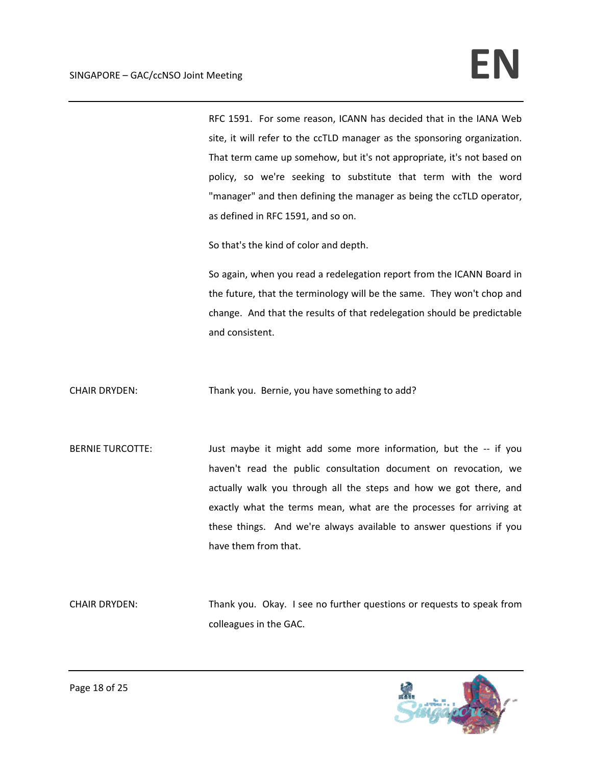RFC 1591. For some reason, ICANN has decided that in the IANA Web site, it will refer to the ccTLD manager as the sponsoring organization. That term came up somehow, but it's not appropriate, it's not based on policy, so we're seeking to substitute that term with the word "manager" and then defining the manager as being the ccTLD operator, as defined in RFC 1591, and so on.

So that's the kind of color and depth.

So again, when you read a redelegation report from the ICANN Board in the future, that the terminology will be the same. They won't chop and change. And that the results of that redelegation should be predictable and consistent.

CHAIR DRYDEN: Thank you. Bernie, you have something to add?

BERNIE TURCOTTE: Just maybe it might add some more information, but the -- if you haven't read the public consultation document on revocation, we actually walk you through all the steps and how we got there, and exactly what the terms mean, what are the processes for arriving at these things. And we're always available to answer questions if you have them from that.

CHAIR DRYDEN: Thank you. Okay. I see no further questions or requests to speak from colleagues in the GAC.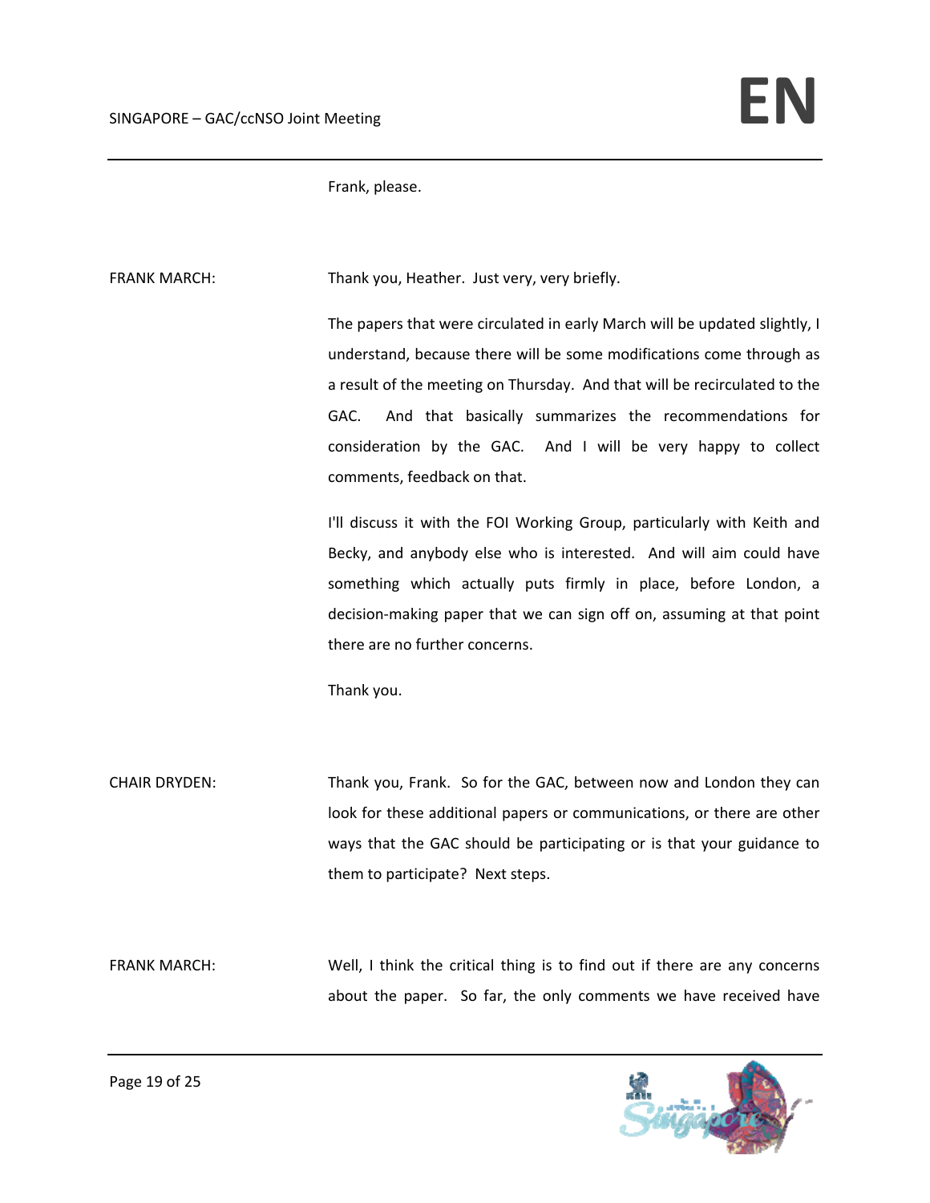Frank, please.

FRANK MARCH: Thank you, Heather. Just very, very briefly.

The papers that were circulated in early March will be updated slightly, I understand, because there will be some modifications come through as a result of the meeting on Thursday. And that will be recirculated to the GAC. And that basically summarizes the recommendations for consideration by the GAC. And I will be very happy to collect comments, feedback on that.

I'll discuss it with the FOI Working Group, particularly with Keith and Becky, and anybody else who is interested. And will aim could have something which actually puts firmly in place, before London, a decision-making paper that we can sign off on, assuming at that point there are no further concerns.

Thank you.

CHAIR DRYDEN: Thank you, Frank. So for the GAC, between now and London they can look for these additional papers or communications, or there are other ways that the GAC should be participating or is that your guidance to them to participate? Next steps.

FRANK MARCH: Well, I think the critical thing is to find out if there are any concerns about the paper. So far, the only comments we have received have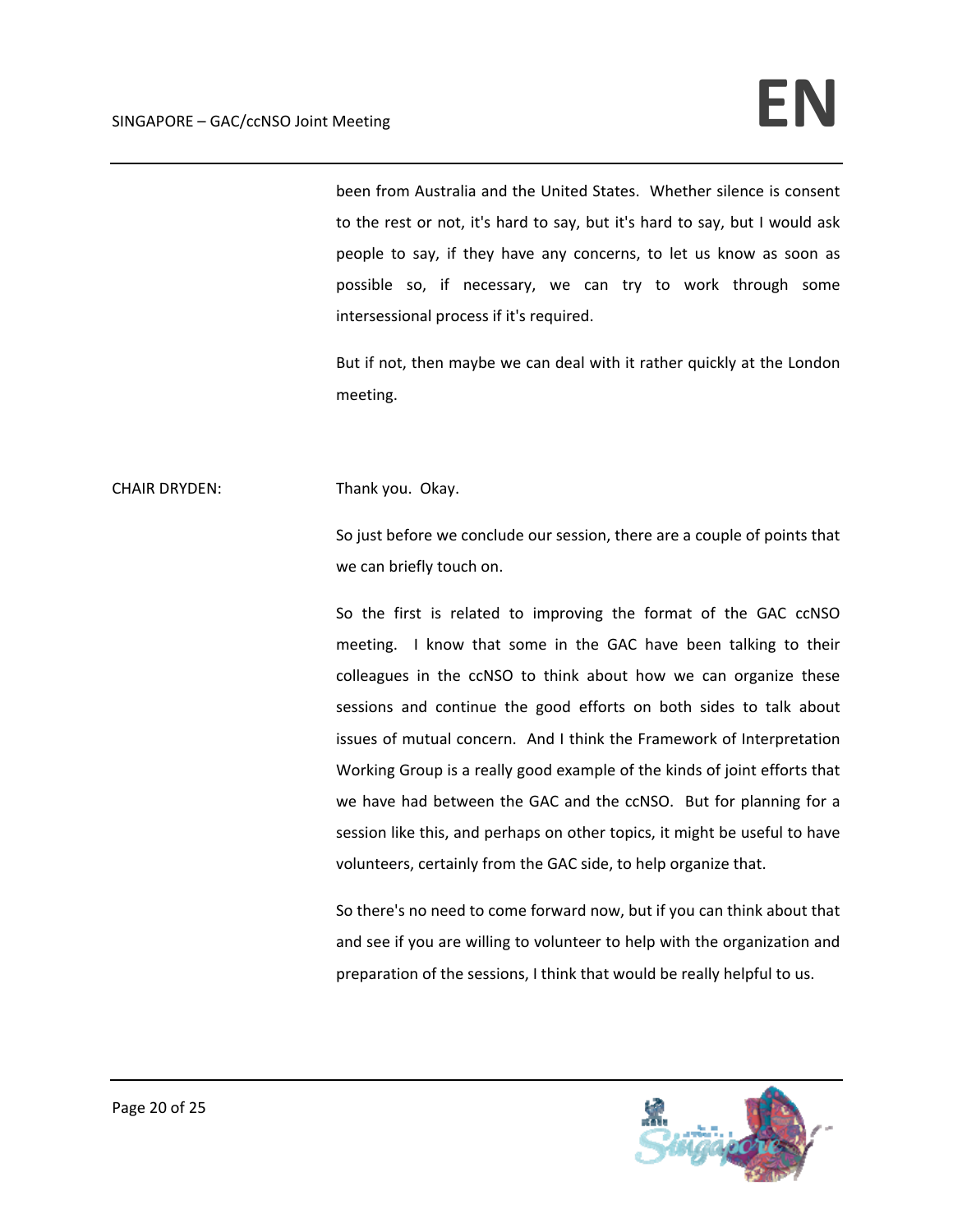been from Australia and the United States. Whether silence is consent to the rest or not, it's hard to say, but it's hard to say, but I would ask people to say, if they have any concerns, to let us know as soon as possible so, if necessary, we can try to work through some intersessional process if it's required.

But if not, then maybe we can deal with it rather quickly at the London meeting.

CHAIR DRYDEN: Thank you. Okay.

So just before we conclude our session, there are a couple of points that we can briefly touch on.

So the first is related to improving the format of the GAC ccNSO meeting. I know that some in the GAC have been talking to their colleagues in the ccNSO to think about how we can organize these sessions and continue the good efforts on both sides to talk about issues of mutual concern. And I think the Framework of Interpretation Working Group is a really good example of the kinds of joint efforts that we have had between the GAC and the ccNSO. But for planning for a session like this, and perhaps on other topics, it might be useful to have volunteers, certainly from the GAC side, to help organize that.

So there's no need to come forward now, but if you can think about that and see if you are willing to volunteer to help with the organization and preparation of the sessions, I think that would be really helpful to us.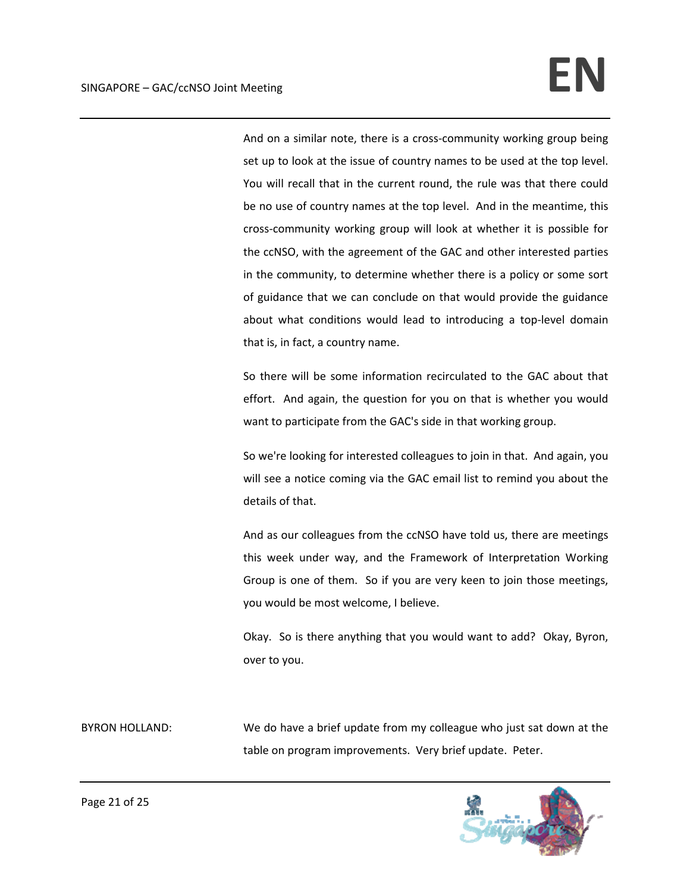And on a similar note, there is a cross-community working group being set up to look at the issue of country names to be used at the top level. You will recall that in the current round, the rule was that there could be no use of country names at the top level. And in the meantime, this cross-community working group will look at whether it is possible for the ccNSO, with the agreement of the GAC and other interested parties in the community, to determine whether there is a policy or some sort of guidance that we can conclude on that would provide the guidance about what conditions would lead to introducing a top-level domain that is, in fact, a country name.

So there will be some information recirculated to the GAC about that effort. And again, the question for you on that is whether you would want to participate from the GAC's side in that working group.

So we're looking for interested colleagues to join in that. And again, you will see a notice coming via the GAC email list to remind you about the details of that.

And as our colleagues from the ccNSO have told us, there are meetings this week under way, and the Framework of Interpretation Working Group is one of them. So if you are very keen to join those meetings, you would be most welcome, I believe.

Okay. So is there anything that you would want to add? Okay, Byron, over to you.

BYRON HOLLAND: We do have a brief update from my colleague who just sat down at the table on program improvements. Very brief update. Peter.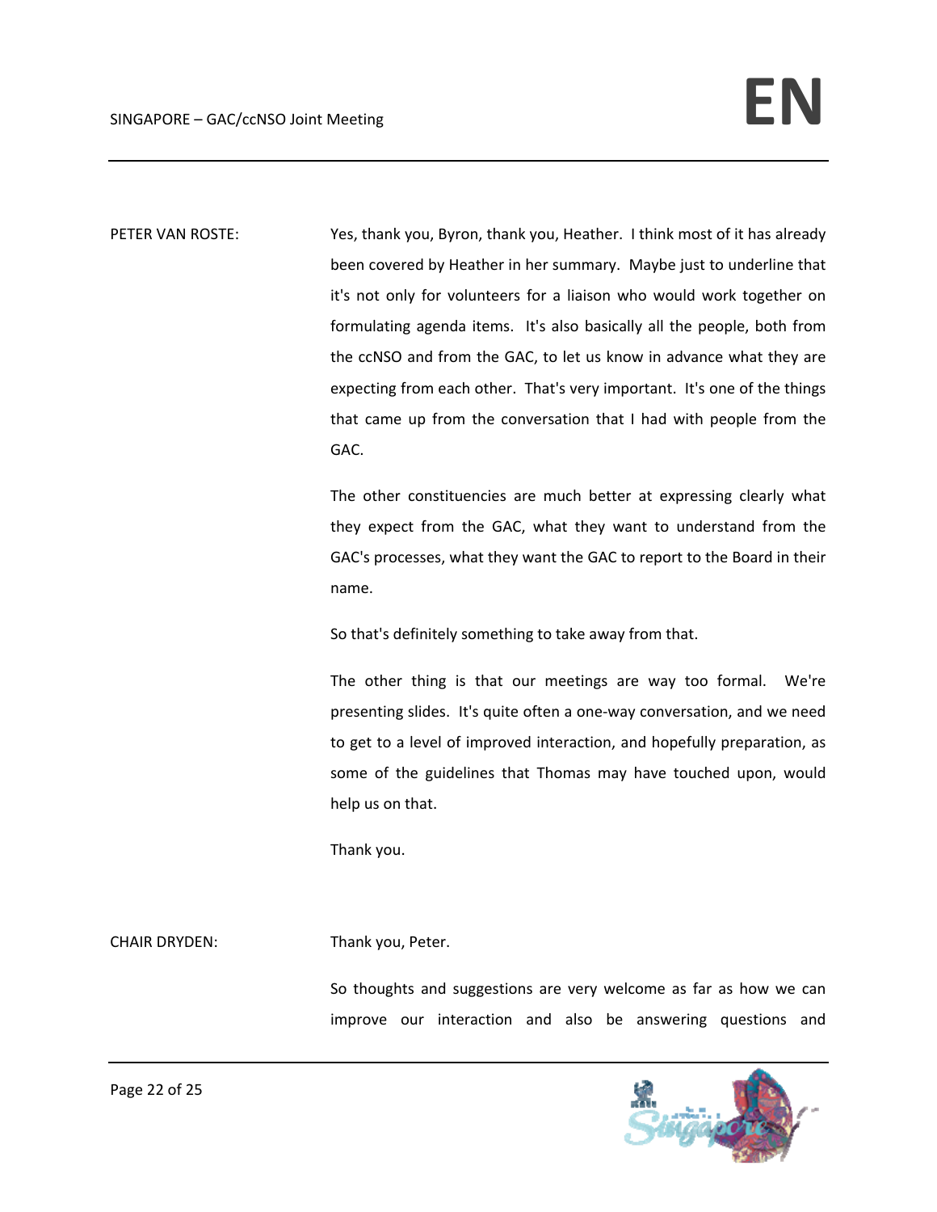PETER VAN ROSTE: Yes, thank you, Byron, thank you, Heather. I think most of it has already been covered by Heather in her summary. Maybe just to underline that it's not only for volunteers for a liaison who would work together on formulating agenda items. It's also basically all the people, both from the ccNSO and from the GAC, to let us know in advance what they are expecting from each other. That's very important. It's one of the things that came up from the conversation that I had with people from the GAC.

The other constituencies are much better at expressing clearly what they expect from the GAC, what they want to understand from the GAC's processes, what they want the GAC to report to the Board in their name.

So that's definitely something to take away from that.

The other thing is that our meetings are way too formal. We're presenting slides. It's quite often a one-way conversation, and we need to get to a level of improved interaction, and hopefully preparation, as some of the guidelines that Thomas may have touched upon, would help us on that.

Thank you.

CHAIR DRYDEN: Thank you, Peter.

So thoughts and suggestions are very welcome as far as how we can improve our interaction and also be answering questions and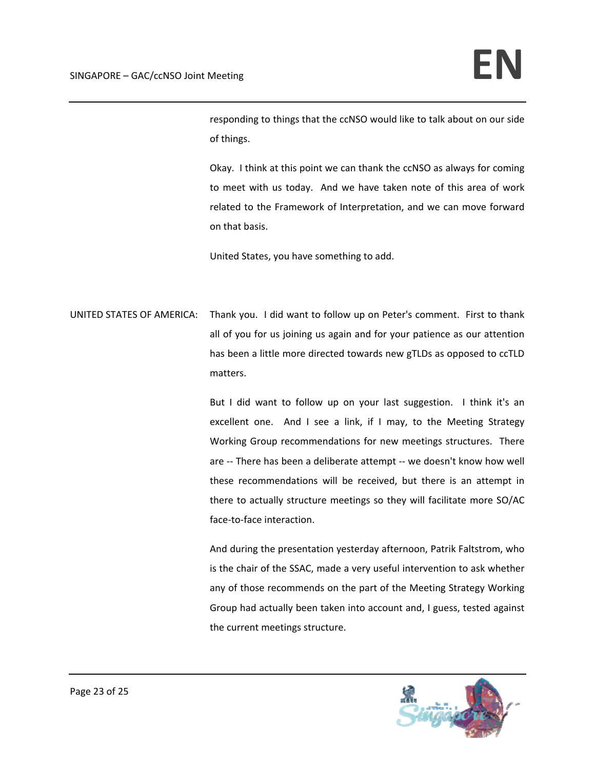responding to things that the ccNSO would like to talk about on our side of things.

Okay. I think at this point we can thank the ccNSO as always for coming to meet with us today. And we have taken note of this area of work related to the Framework of Interpretation, and we can move forward on that basis.

United States, you have something to add.

UNITED STATES OF AMERICA: Thank you. I did want to follow up on Peter's comment. First to thank all of you for us joining us again and for your patience as our attention has been a little more directed towards new gTLDs as opposed to ccTLD matters.

But I did want to follow up on your last suggestion. I think it's an excellent one. And I see a link, if I may, to the Meeting Strategy Working Group recommendations for new meetings structures. There are -- There has been a deliberate attempt -- we doesn't know how well these recommendations will be received, but there is an attempt in there to actually structure meetings so they will facilitate more SO/AC face-to-face interaction.

And during the presentation yesterday afternoon, Patrik Faltstrom, who is the chair of the SSAC, made a very useful intervention to ask whether any of those recommends on the part of the Meeting Strategy Working Group had actually been taken into account and, I guess, tested against the current meetings structure.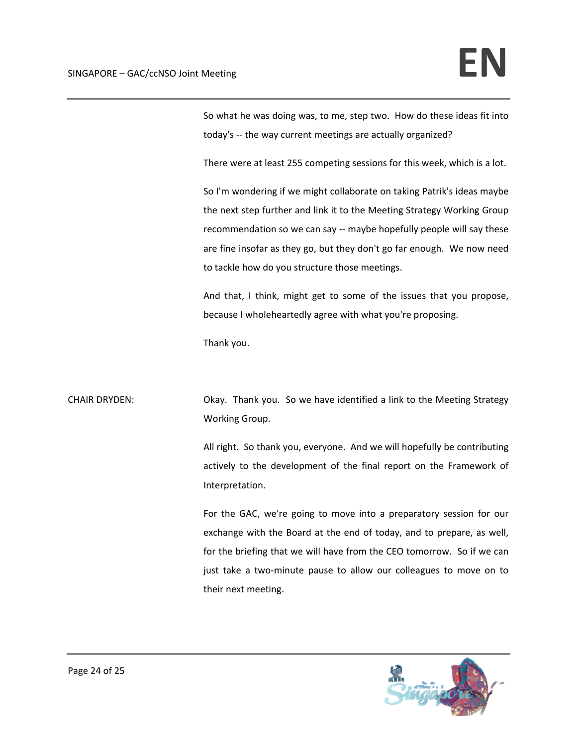So what he was doing was, to me, step two. How do these ideas fit into today's -- the way current meetings are actually organized?

There were at least 255 competing sessions for this week, which is a lot.

So I'm wondering if we might collaborate on taking Patrik's ideas maybe the next step further and link it to the Meeting Strategy Working Group recommendation so we can say -- maybe hopefully people will say these are fine insofar as they go, but they don't go far enough. We now need to tackle how do you structure those meetings.

And that, I think, might get to some of the issues that you propose, because I wholeheartedly agree with what you're proposing.

Thank you.

CHAIR DRYDEN: Okay. Thank you. So we have identified a link to the Meeting Strategy Working Group.

All right. So thank you, everyone. And we will hopefully be contributing actively to the development of the final report on the Framework of Interpretation.

For the GAC, we're going to move into a preparatory session for our exchange with the Board at the end of today, and to prepare, as well, for the briefing that we will have from the CEO tomorrow. So if we can just take a two-minute pause to allow our colleagues to move on to their next meeting.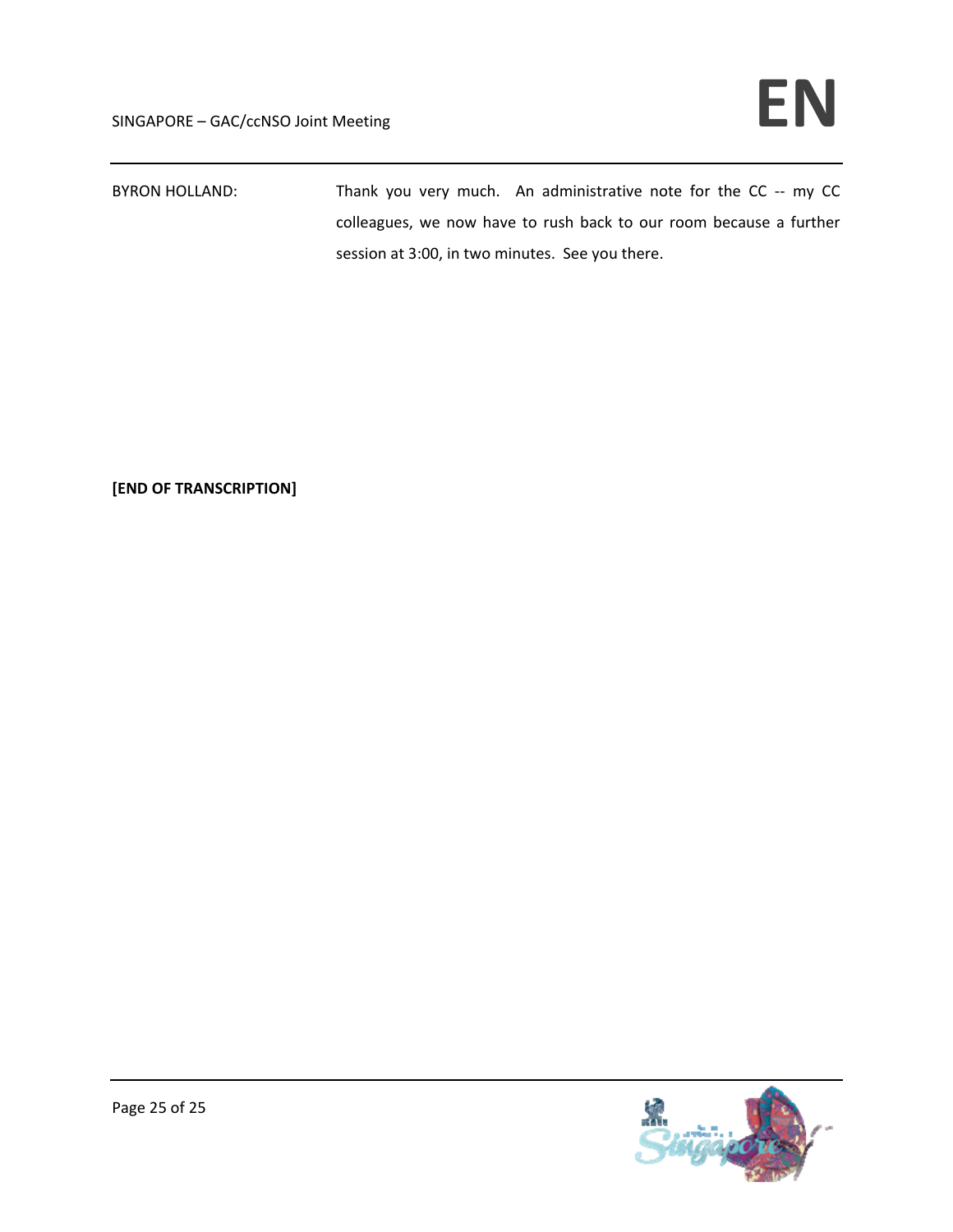BYRON HOLLAND: Thank you very much. An administrative note for the CC -- my CC colleagues, we now have to rush back to our room because a further session at 3:00, in two minutes. See you there.

**[END OF TRANSCRIPTION]**